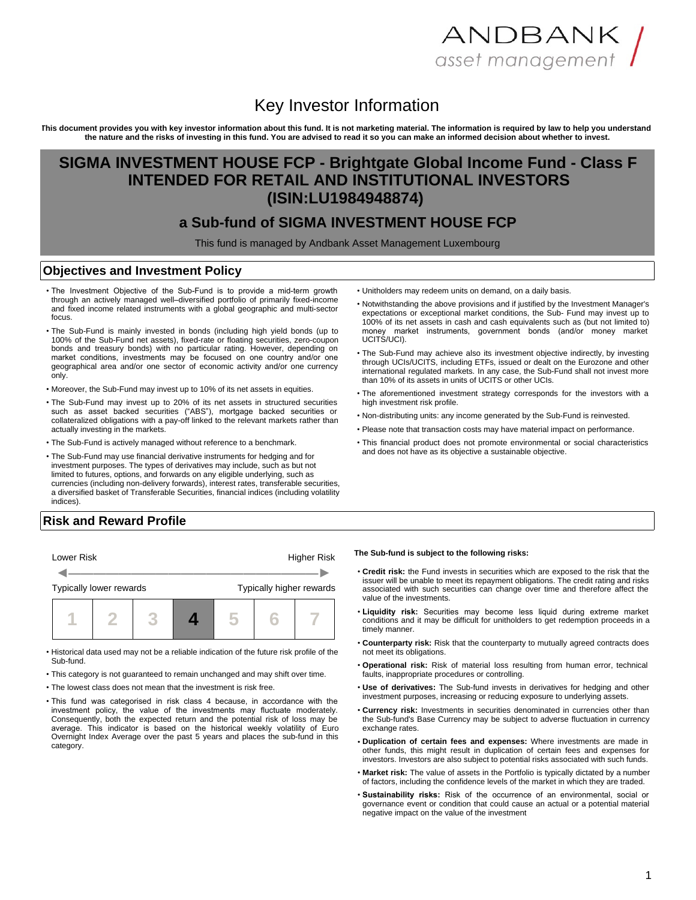ANDBANK asset management

# Key Investor Information

**This document provides you with key investor information about this fund. It is not marketing material. The information is required by law to help you understand the nature and the risks of investing in this fund. You are advised to read it so you can make an informed decision about whether to invest.**

# SIGMA INVESTMENT HOUSE FCP - Brightgate Global Income Fund - Class F INTENDED FOR RETAIL AND INSTITUTIONAL INVESTORS (ISIN:LU1984948874)

## a Sub-fund of SIGMA INVESTMENT HOUSE FCP

This fund is managed by Andbank Asset Management Luxembourg

## Objectives and Investment Policy

- The Investment Objective of the Sub-Fund is to provide a mid-term growth through an actively managed well–diversified portfolio of primarily fixed-income and fixed income related instruments with a global geographic and multi-sector focus.
- The Sub-Fund is mainly invested in bonds (including high yield bonds (up to 100% of the Sub-Fund net assets), fixed-rate or floating securities, zero-coupon bonds and treasury bonds) with no particular rating. However, depending on market conditions, investments may be focused on one country and/or one geographical area and/or one sector of economic activity and/or one currency only.
- Moreover, the Sub-Fund may invest up to 10% of its net assets in equities.
- The Sub-Fund may invest up to 20% of its net assets in structured securities such as asset backed securities ("ABS"), mortgage backed securities or collateralized obligations with a pay-off linked to the relevant markets rather than actually investing in the markets.
- The Sub-Fund is actively managed without reference to a benchmark.
- The Sub-Fund may use financial derivative instruments for hedging and for investment purposes. The types of derivatives may include, such as but not limited to futures, options, and forwards on any eligible underlying, such as currencies (including non-delivery forwards), interest rates, transferable securities, a diversified basket of Transferable Securities, financial indices (including volatility indices).
- Unitholders may redeem units on demand, on a daily basis.
- Notwithstanding the above provisions and if justified by the Investment Manager's expectations or exceptional market conditions, the Sub- Fund may invest up to 100% of its net assets in cash and cash equivalents such as (but not limited to) money market instruments, government bonds (and/or money market UCITS/UCI).
- The Sub-Fund may achieve also its investment objective indirectly, by investing through UCIs/UCITS, including ETFs, issued or dealt on the Eurozone and other international regulated markets. In any case, the Sub-Fund shall not invest more than 10% of its assets in units of UCITS or other UCIs.
- The aforementioned investment strategy corresponds for the investors with a high investment risk profile.
- Non-distributing units: any income generated by the Sub-Fund is reinvested.
- Please note that transaction costs may have material impact on performance.
- This financial product does not promote environmental or social characteristics and does not have as its objective a sustainable objective.

## Risk and Reward Profile

| Lower Risk | | | | | | Higher Risk |
|---|---|---|---|---|---|---|
| Typically lower rewards | | | | | | Typically higher rewards |
| 1 | 2 | 3 | **4** | 5 | 6 | 7 |

- Historical data used may not be a reliable indication of the future risk profile of the Sub-fund.
- This category is not guaranteed to remain unchanged and may shift over time.
- The lowest class does not mean that the investment is risk free.
- This fund was categorised in risk class 4 because, in accordance with the investment policy, the value of the investments may fluctuate moderately. Consequently, both the expected return and the potential risk of loss may be average. This indicator is based on the historical weekly volatility of Euro Overnight Index Average over the past 5 years and places the sub-fund in this category.

**The Sub-fund is subject to the following risks:**

- **Credit risk:** the Fund invests in securities which are exposed to the risk that the issuer will be unable to meet its repayment obligations. The credit rating and risks associated with such securities can change over time and therefore affect the value of the investments.
- **Liquidity risk:** Securities may become less liquid during extreme market conditions and it may be difficult for unitholders to get redemption proceeds in a timely manner.
- **Counterparty risk:** Risk that the counterparty to mutually agreed contracts does not meet its obligations.
- **Operational risk:** Risk of material loss resulting from human error, technical faults, inappropriate procedures or controlling.
- **Use of derivatives:** The Sub-fund invests in derivatives for hedging and other investment purposes, increasing or reducing exposure to underlying assets.
- **Currency risk:** Investments in securities denominated in currencies other than the Sub-fund's Base Currency may be subject to adverse fluctuation in currency exchange rates.
- **Duplication of certain fees and expenses:** Where investments are made in other funds, this might result in duplication of certain fees and expenses for investors. Investors are also subject to potential risks associated with such funds.
- **Market risk:** The value of assets in the Portfolio is typically dictated by a number of factors, including the confidence levels of the market in which they are traded.
- **Sustainability risks:** Risk of the occurrence of an environmental, social or governance event or condition that could cause an actual or a potential material negative impact on the value of the investment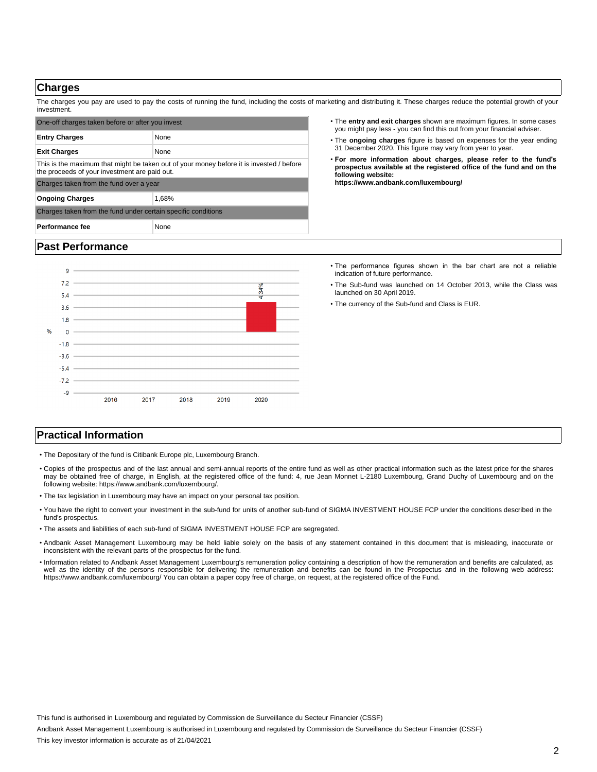## Charges

The charges you pay are used to pay the costs of running the fund, including the costs of marketing and distributing it. These charges reduce the potential growth of your investment.

| | |
|---|---|
| One-off charges taken before or after you invest | |
| **Entry Charges** | None |
| **Exit Charges** | None |
| This is the maximum that might be taken out of your money before it is invested / before the proceeds of your investment are paid out. | |
| Charges taken from the fund over a year | |
| **Ongoing Charges** | 1,68% |
| Charges taken from the fund under certain specific conditions | |
| **Performance fee** | None |

- The **entry and exit charges** shown are maximum figures. In some cases you might pay less - you can find this out from your financial adviser.
- The **ongoing charges** figure is based on expenses for the year ending 31 December 2020. This figure may vary from year to year.
- **For more information about charges, please refer to the fund's prospectus available at the registered office of the fund and on the following website: https://www.andbank.com/luxembourg/**

## Past Performance

%
9
7.2
5.4
3.6
1.8
0
-1.8
-3.6
-5.4
-7.2
-9
2016
2017
2018
2019
2020
4,34%

- The performance figures shown in the bar chart are not a reliable indication of future performance.
- The Sub-fund was launched on 14 October 2013, while the Class was launched on 30 April 2019.
- The currency of the Sub-fund and Class is EUR.

## Practical Information

- The Depositary of the fund is Citibank Europe plc, Luxembourg Branch.
- Copies of the prospectus and of the last annual and semi-annual reports of the entire fund as well as other practical information such as the latest price for the shares may be obtained free of charge, in English, at the registered office of the fund: 4, rue Jean Monnet L-2180 Luxembourg, Grand Duchy of Luxembourg and on the following website: https://www.andbank.com/luxembourg/.
- The tax legislation in Luxembourg may have an impact on your personal tax position.
- You have the right to convert your investment in the sub-fund for units of another sub-fund of SIGMA INVESTMENT HOUSE FCP under the conditions described in the fund's prospectus.
- The assets and liabilities of each sub-fund of SIGMA INVESTMENT HOUSE FCP are segregated.
- Andbank Asset Management Luxembourg may be held liable solely on the basis of any statement contained in this document that is misleading, inaccurate or inconsistent with the relevant parts of the prospectus for the fund.
- Information related to Andbank Asset Management Luxembourg's remuneration policy containing a description of how the remuneration and benefits are calculated, as well as the identity of the persons responsible for delivering the remuneration and benefits can be found in the Prospectus and in the following web address: https://www.andbank.com/luxembourg/ You can obtain a paper copy free of charge, on request, at the registered office of the Fund.

This fund is authorised in Luxembourg and regulated by Commission de Surveillance du Secteur Financier (CSSF)

Andbank Asset Management Luxembourg is authorised in Luxembourg and regulated by Commission de Surveillance du Secteur Financier (CSSF)

This key investor information is accurate as of 21/04/2021